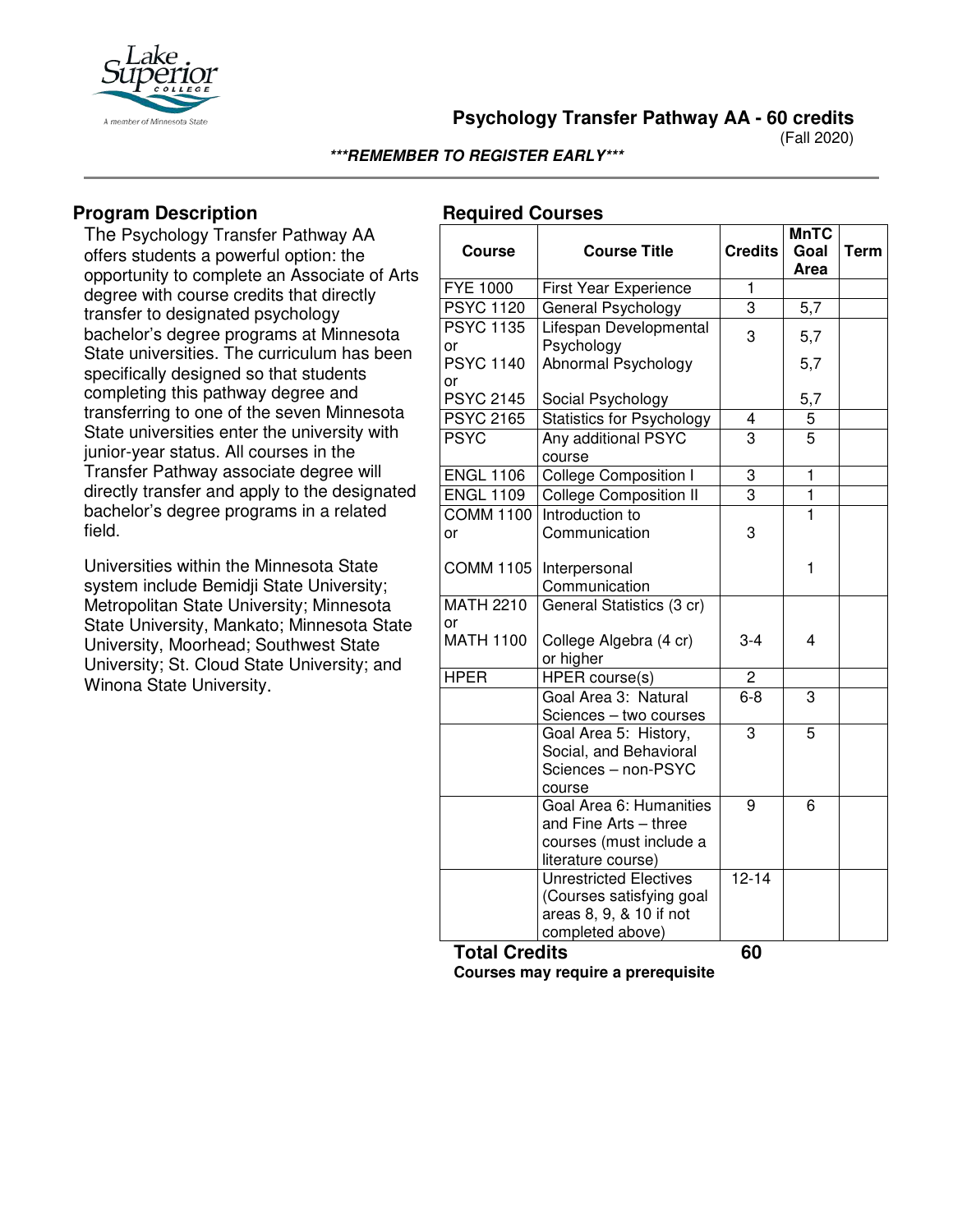# Psychology Transfer Pathway AA - 60 credits

(Fall 2020)

***REMEMBER TO REGISTER EARLY***

## Program Description

The Psychology Transfer Pathway AA offers students a powerful option: the opportunity to complete an Associate of Arts degree with course credits that directly transfer to designated psychology bachelor's degree programs at Minnesota State universities. The curriculum has been specifically designed so that students completing this pathway degree and transferring to one of the seven Minnesota State universities enter the university with junior-year status. All courses in the Transfer Pathway associate degree will directly transfer and apply to the designated bachelor's degree programs in a related field.

Universities within the Minnesota State system include Bemidji State University; Metropolitan State University; Minnesota State University, Mankato; Minnesota State University, Moorhead; Southwest State University; St. Cloud State University; and Winona State University.

## Required Courses

| Course | Course Title | Credits | MnTC Goal Area | Term |
|---|---|---|---|---|
| FYE 1000 | First Year Experience | 1 | | |
| PSYC 1120 | General Psychology | 3 | 5,7 | |
| PSYC 1135 or<br>PSYC 1140 or<br>PSYC 2145 | Lifespan Developmental Psychology<br>Abnormal Psychology<br>Social Psychology | 3 | 5,7<br>5,7<br>5,7 | |
| PSYC 2165 | Statistics for Psychology | 4 | 5 | |
| PSYC | Any additional PSYC course | 3 | 5 | |
| ENGL 1106 | College Composition I | 3 | 1 | |
| ENGL 1109 | College Composition II | 3 | 1 | |
| COMM 1100 or<br>COMM 1105 | Introduction to Communication<br>Interpersonal Communication | 3 | 1<br>1 | |
| MATH 2210 or<br>MATH 1100 | General Statistics (3 cr)<br>College Algebra (4 cr) or higher | 3-4 | 4 | |
| HPER | HPER course(s) | 2 | | |
| | Goal Area 3: Natural Sciences – two courses | 6-8 | 3 | |
| | Goal Area 5: History, Social, and Behavioral Sciences – non-PSYC course | 3 | 5 | |
| | Goal Area 6: Humanities and Fine Arts – three courses (must include a literature course) | 9 | 6 | |
| | Unrestricted Electives (Courses satisfying goal areas 8, 9, & 10 if not completed above) | 12-14 | | |
| **Total Credits** | | **60** | | |

**Courses may require a prerequisite**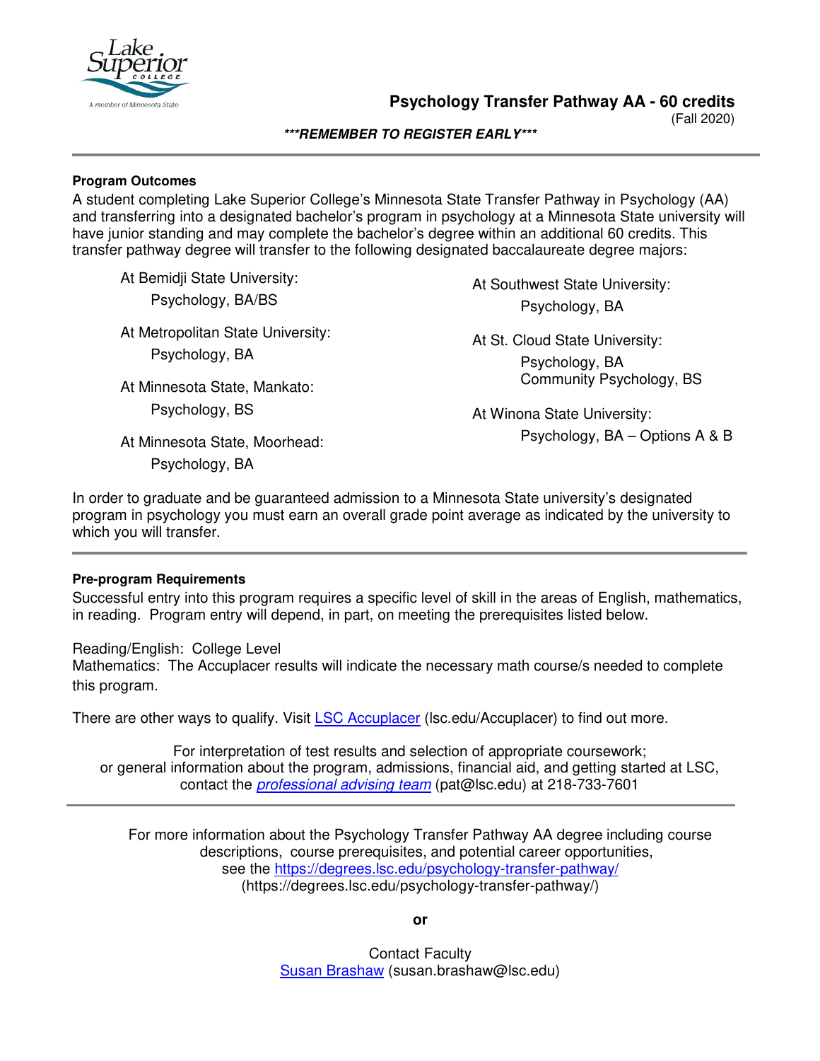# Psychology Transfer Pathway AA - 60 credits

(Fall 2020)

***REMEMBER TO REGISTER EARLY***

---

**Program Outcomes**

A student completing Lake Superior College's Minnesota State Transfer Pathway in Psychology (AA) and transferring into a designated bachelor's program in psychology at a Minnesota State university will have junior standing and may complete the bachelor's degree within an additional 60 credits. This transfer pathway degree will transfer to the following designated baccalaureate degree majors:

At Bemidji State University:
- Psychology, BA/BS

At Metropolitan State University:
- Psychology, BA

At Minnesota State, Mankato:
- Psychology, BS

At Minnesota State, Moorhead:
- Psychology, BA

At Southwest State University:
- Psychology, BA

At St. Cloud State University:
- Psychology, BA
- Community Psychology, BS

At Winona State University:
- Psychology, BA – Options A & B

In order to graduate and be guaranteed admission to a Minnesota State university's designated program in psychology you must earn an overall grade point average as indicated by the university to which you will transfer.

---

**Pre-program Requirements**

Successful entry into this program requires a specific level of skill in the areas of English, mathematics, in reading. Program entry will depend, in part, on meeting the prerequisites listed below.

Reading/English: College Level
Mathematics: The Accuplacer results will indicate the necessary math course/s needed to complete this program.

There are other ways to qualify. Visit LSC Accuplacer (lsc.edu/Accuplacer) to find out more.

For interpretation of test results and selection of appropriate coursework; or general information about the program, admissions, financial aid, and getting started at LSC, contact the *professional advising team* (pat@lsc.edu) at 218-733-7601

---

For more information about the Psychology Transfer Pathway AA degree including course descriptions, course prerequisites, and potential career opportunities, see the https://degrees.lsc.edu/psychology-transfer-pathway/ (https://degrees.lsc.edu/psychology-transfer-pathway/)

**or**

Contact Faculty
Susan Brashaw (susan.brashaw@lsc.edu)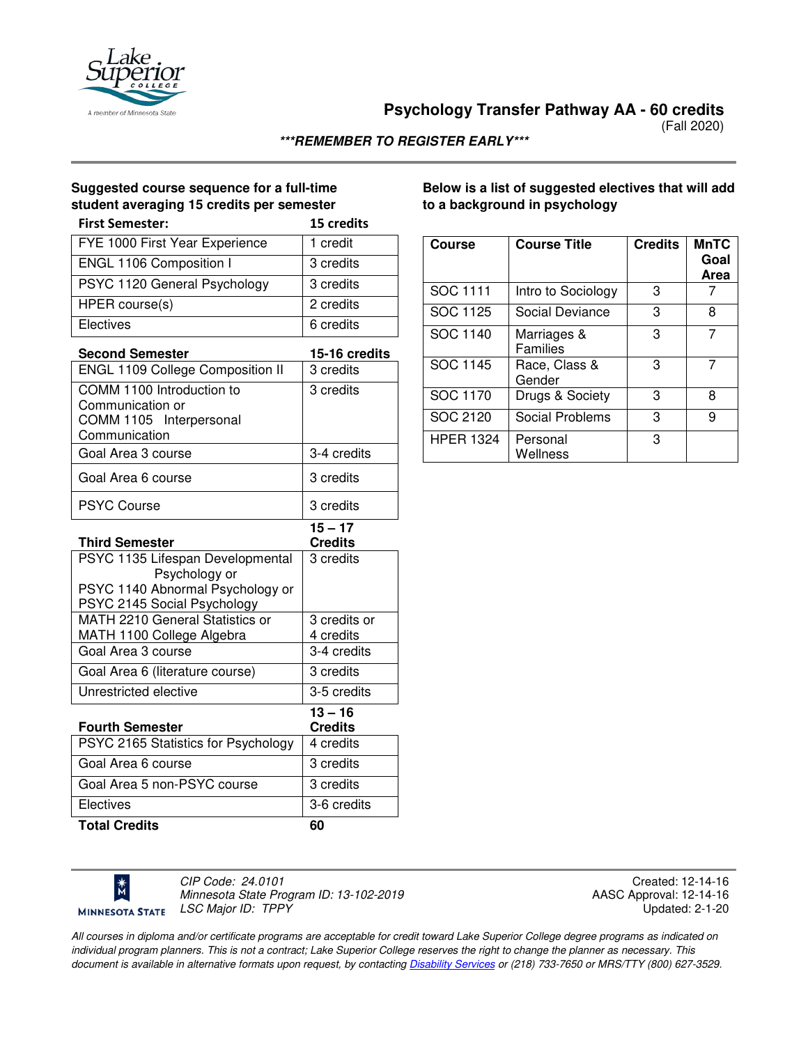# Psychology Transfer Pathway AA - 60 credits

(Fall 2020)

***REMEMBER TO REGISTER EARLY***

**Suggested course sequence for a full-time student averaging 15 credits per semester**

| First Semester: | 15 credits |
|---|---|
| FYE 1000 First Year Experience | 1 credit |
| ENGL 1106 Composition I | 3 credits |
| PSYC 1120 General Psychology | 3 credits |
| HPER course(s) | 2 credits |
| Electives | 6 credits |

| Second Semester | 15-16 credits |
|---|---|
| ENGL 1109 College Composition II | 3 credits |
| COMM 1100 Introduction to Communication or COMM 1105 Interpersonal Communication | 3 credits |
| Goal Area 3 course | 3-4 credits |
| Goal Area 6 course | 3 credits |
| PSYC Course | 3 credits |

| Third Semester | 15 – 17 Credits |
|---|---|
| PSYC 1135 Lifespan Developmental Psychology or PSYC 1140 Abnormal Psychology or PSYC 2145 Social Psychology | 3 credits |
| MATH 2210 General Statistics or MATH 1100 College Algebra | 3 credits or 4 credits |
| Goal Area 3 course | 3-4 credits |
| Goal Area 6 (literature course) | 3 credits |
| Unrestricted elective | 3-5 credits |

| Fourth Semester | 13 – 16 Credits |
|---|---|
| PSYC 2165 Statistics for Psychology | 4 credits |
| Goal Area 6 course | 3 credits |
| Goal Area 5 non-PSYC course | 3 credits |
| Electives | 3-6 credits |
| **Total Credits** | **60** |

**Below is a list of suggested electives that will add to a background in psychology**

| Course | Course Title | Credits | MnTC Goal Area |
|---|---|---|---|
| SOC 1111 | Intro to Sociology | 3 | 7 |
| SOC 1125 | Social Deviance | 3 | 8 |
| SOC 1140 | Marriages & Families | 3 | 7 |
| SOC 1145 | Race, Class & Gender | 3 | 7 |
| SOC 1170 | Drugs & Society | 3 | 8 |
| SOC 2120 | Social Problems | 3 | 9 |
| HPER 1324 | Personal Wellness | 3 | |

*CIP Code: 24.0101*
*Minnesota State Program ID: 13-102-2019*
*LSC Major ID: TPPY*

Created: 12-14-16
AASC Approval: 12-14-16
Updated: 2-1-20

*All courses in diploma and/or certificate programs are acceptable for credit toward Lake Superior College degree programs as indicated on individual program planners. This is not a contract; Lake Superior College reserves the right to change the planner as necessary. This document is available in alternative formats upon request, by contacting Disability Services or (218) 733-7650 or MRS/TTY (800) 627-3529.*